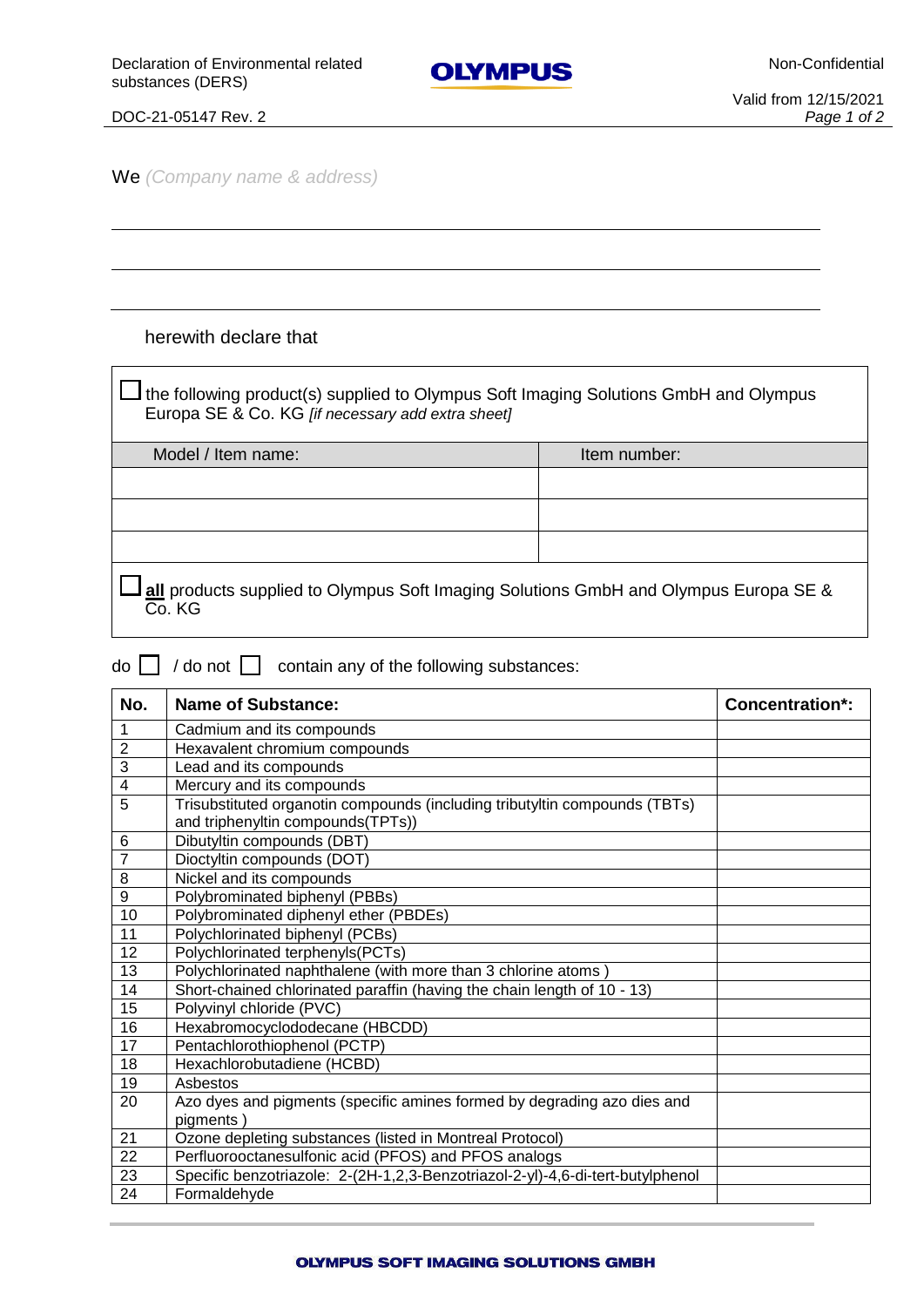We *(Company name & address)*

---

---

---

herewith declare that

☐ the following product(s) supplied to Olympus Soft Imaging Solutions GmbH and Olympus Europa SE & Co. KG *[if necessary add extra sheet]*

| Model / Item name: | Item number: |
|---|---|
| | |
| | |
| | |

☐ **all** products supplied to Olympus Soft Imaging Solutions GmbH and Olympus Europa SE & Co. KG

do ☐ / do not ☐ contain any of the following substances:

| No. | Name of Substance: | Concentration*: |
|---|---|---|
| 1 | Cadmium and its compounds | |
| 2 | Hexavalent chromium compounds | |
| 3 | Lead and its compounds | |
| 4 | Mercury and its compounds | |
| 5 | Trisubstituted organotin compounds (including tributyltin compounds (TBTs) and triphenyltin compounds(TPTs)) | |
| 6 | Dibutyltin compounds (DBT) | |
| 7 | Dioctyltin compounds (DOT) | |
| 8 | Nickel and its compounds | |
| 9 | Polybrominated biphenyl (PBBs) | |
| 10 | Polybrominated diphenyl ether (PBDEs) | |
| 11 | Polychlorinated biphenyl (PCBs) | |
| 12 | Polychlorinated terphenyls(PCTs) | |
| 13 | Polychlorinated naphthalene (with more than 3 chlorine atoms ) | |
| 14 | Short-chained chlorinated paraffin (having the chain length of 10 - 13) | |
| 15 | Polyvinyl chloride (PVC) | |
| 16 | Hexabromocyclododecane (HBCDD) | |
| 17 | Pentachlorothiophenol (PCTP) | |
| 18 | Hexachlorobutadiene (HCBD) | |
| 19 | Asbestos | |
| 20 | Azo dyes and pigments (specific amines formed by degrading azo dies and pigments ) | |
| 21 | Ozone depleting substances (listed in Montreal Protocol) | |
| 22 | Perfluorooctanesulfonic acid (PFOS) and PFOS analogs | |
| 23 | Specific benzotriazole: 2-(2H-1,2,3-Benzotriazol-2-yl)-4,6-di-tert-butylphenol | |
| 24 | Formaldehyde | |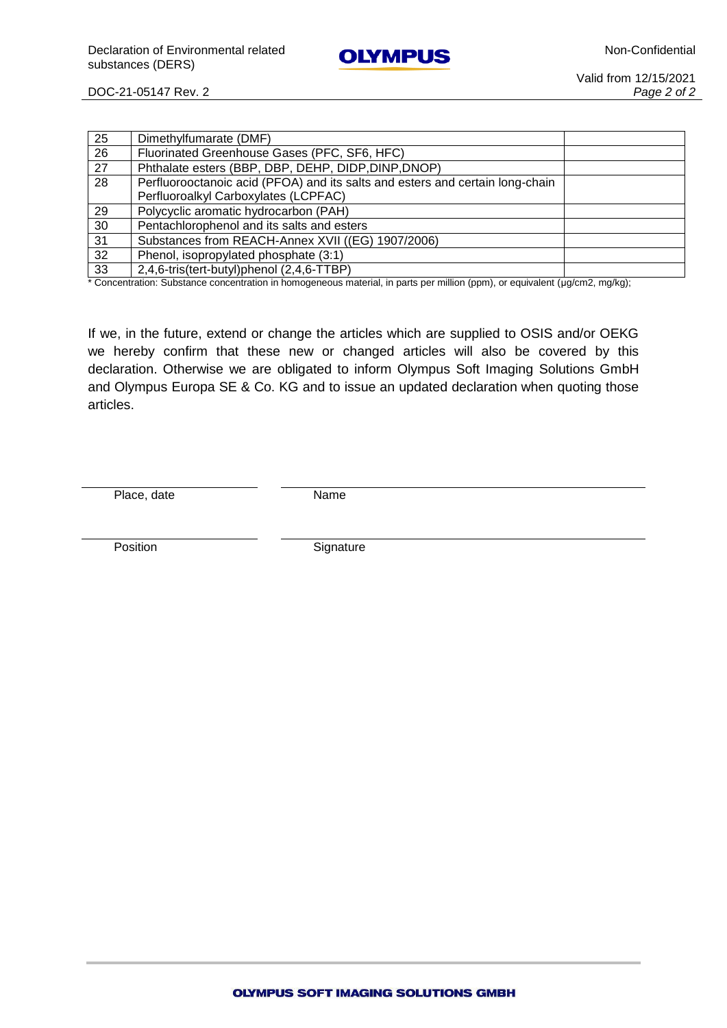| | | |
|---|---|---|
| 25 | Dimethylfumarate (DMF) | |
| 26 | Fluorinated Greenhouse Gases (PFC, SF6, HFC) | |
| 27 | Phthalate esters (BBP, DBP, DEHP, DIDP,DINP,DNOP) | |
| 28 | Perfluorooctanoic acid (PFOA) and its salts and esters and certain long-chain Perfluoroalkyl Carboxylates (LCPFAC) | |
| 29 | Polycyclic aromatic hydrocarbon (PAH) | |
| 30 | Pentachlorophenol and its salts and esters | |
| 31 | Substances from REACH-Annex XVII ((EG) 1907/2006) | |
| 32 | Phenol, isopropylated phosphate (3:1) | |
| 33 | 2,4,6-tris(tert-butyl)phenol (2,4,6-TTBP) | |

* Concentration: Substance concentration in homogeneous material, in parts per million (ppm), or equivalent (µg/cm2, mg/kg);

If we, in the future, extend or change the articles which are supplied to OSIS and/or OEKG we hereby confirm that these new or changed articles will also be covered by this declaration. Otherwise we are obligated to inform Olympus Soft Imaging Solutions GmbH and Olympus Europa SE & Co. KG and to issue an updated declaration when quoting those articles.

Place, date

Name

Position

Signature